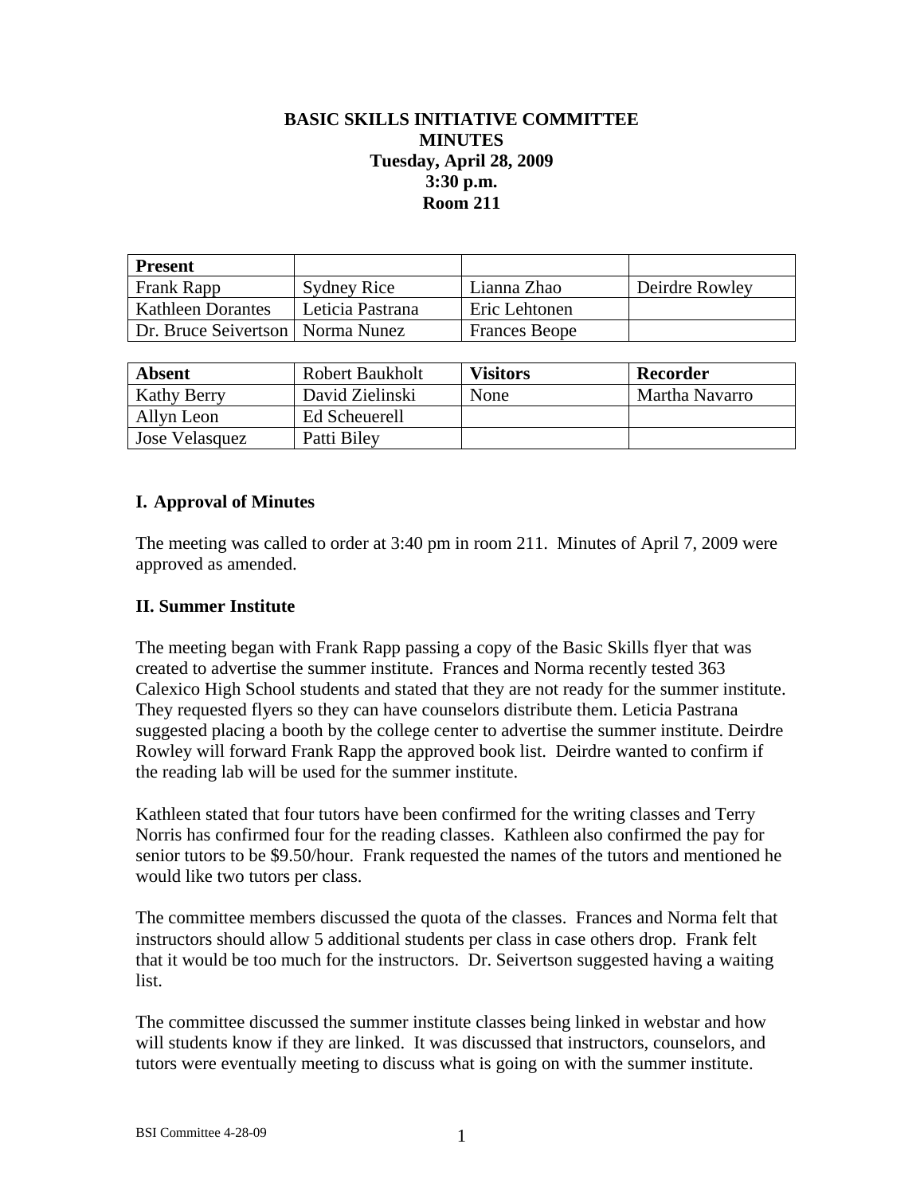**BASIC SKILLS INITIATIVE COMMITTEE**
**MINUTES**
**Tuesday, April 28, 2009**
**3:30 p.m.**
**Room 211**

| **Present** | | | |
|---|---|---|---|
| Frank Rapp | Sydney Rice | Lianna Zhao | Deirdre Rowley |
| Kathleen Dorantes | Leticia Pastrana | Eric Lehtonen | |
| Dr. Bruce Seivertson | Norma Nunez | Frances Beope | |

| **Absent** | Robert Baukholt | **Visitors** | **Recorder** |
|---|---|---|---|
| Kathy Berry | David Zielinski | None | Martha Navarro |
| Allyn Leon | Ed Scheuerell | | |
| Jose Velasquez | Patti Biley | | |

## I. Approval of Minutes

The meeting was called to order at 3:40 pm in room 211. Minutes of April 7, 2009 were approved as amended.

## II. Summer Institute

The meeting began with Frank Rapp passing a copy of the Basic Skills flyer that was created to advertise the summer institute. Frances and Norma recently tested 363 Calexico High School students and stated that they are not ready for the summer institute. They requested flyers so they can have counselors distribute them. Leticia Pastrana suggested placing a booth by the college center to advertise the summer institute. Deirdre Rowley will forward Frank Rapp the approved book list. Deirdre wanted to confirm if the reading lab will be used for the summer institute.

Kathleen stated that four tutors have been confirmed for the writing classes and Terry Norris has confirmed four for the reading classes. Kathleen also confirmed the pay for senior tutors to be $9.50/hour. Frank requested the names of the tutors and mentioned he would like two tutors per class.

The committee members discussed the quota of the classes. Frances and Norma felt that instructors should allow 5 additional students per class in case others drop. Frank felt that it would be too much for the instructors. Dr. Seivertson suggested having a waiting list.

The committee discussed the summer institute classes being linked in webstar and how will students know if they are linked. It was discussed that instructors, counselors, and tutors were eventually meeting to discuss what is going on with the summer institute.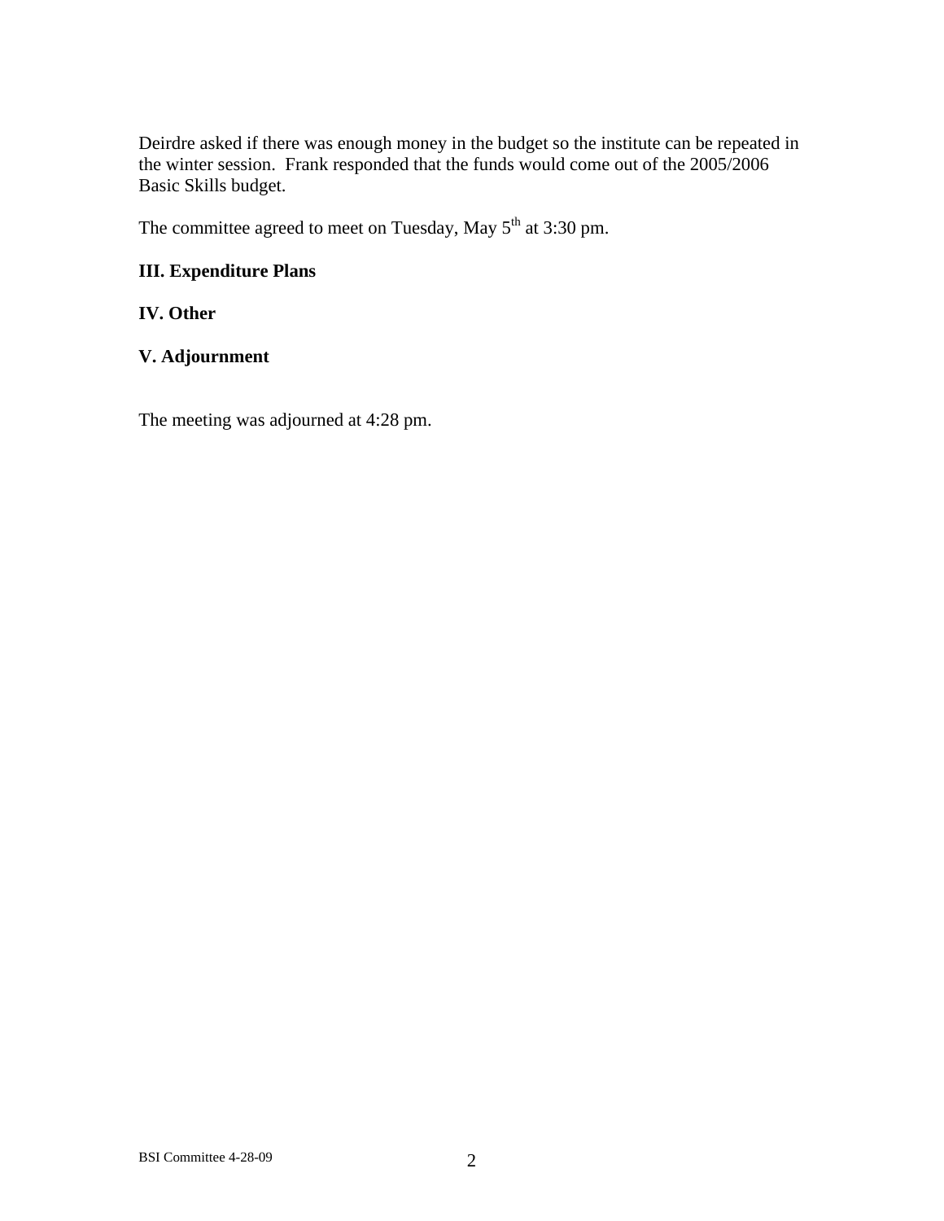Deirdre asked if there was enough money in the budget so the institute can be repeated in the winter session. Frank responded that the funds would come out of the 2005/2006 Basic Skills budget.

The committee agreed to meet on Tuesday, May 5th at 3:30 pm.

**III. Expenditure Plans**

**IV. Other**

**V. Adjournment**

The meeting was adjourned at 4:28 pm.